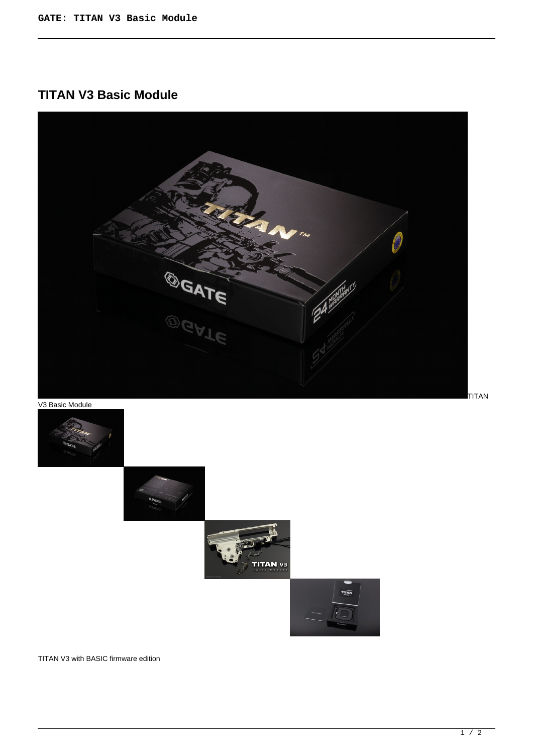# TITAN V3 Basic Module

TITAN V3 Basic Module

TITAN V3 with BASIC firmware edition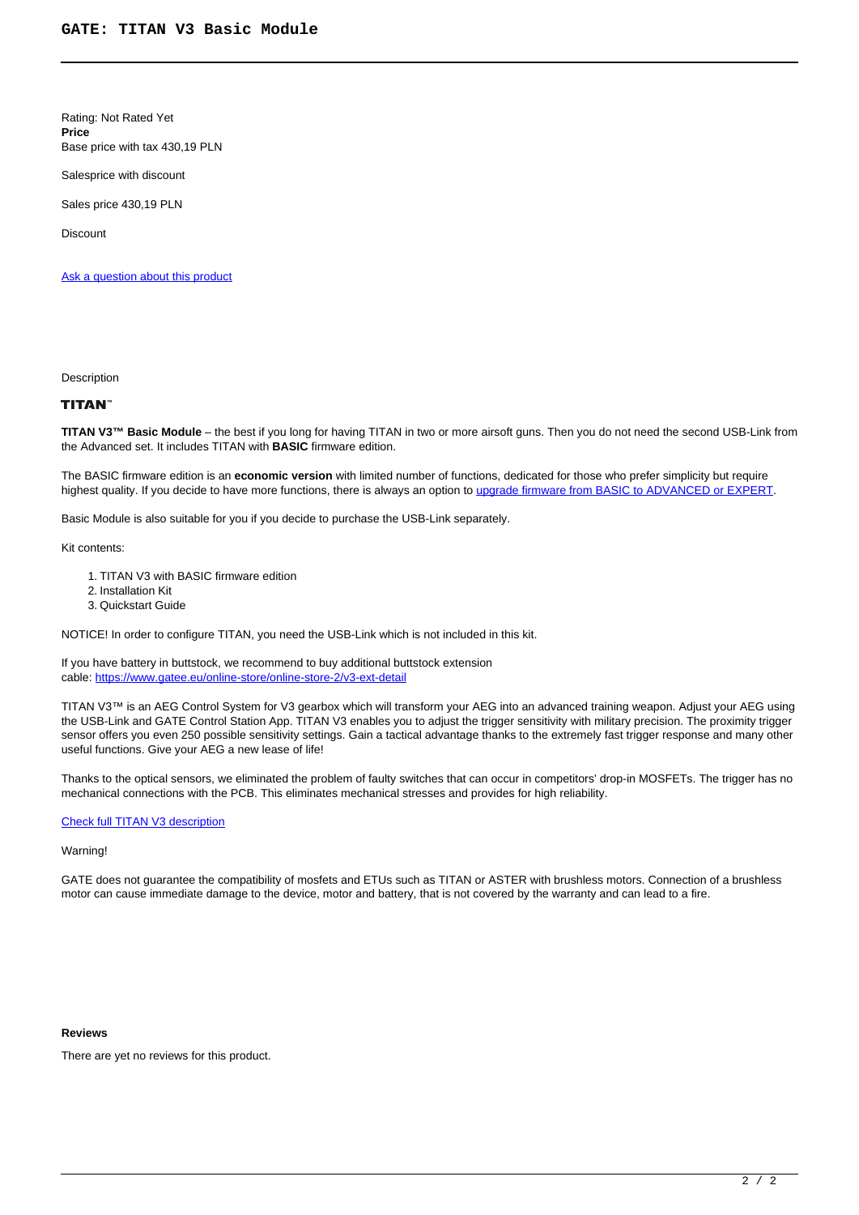# GATE: TITAN V3 Basic Module

Rating: Not Rated Yet
**Price**
Base price with tax 430,19 PLN

Salesprice with discount

Sales price 430,19 PLN

Discount

[Ask a question about this product]

Description

**TITAN™**

**TITAN V3™ Basic Module** – the best if you long for having TITAN in two or more airsoft guns. Then you do not need the second USB-Link from the Advanced set. It includes TITAN with **BASIC** firmware edition.

The BASIC firmware edition is an **economic version** with limited number of functions, dedicated for those who prefer simplicity but require highest quality. If you decide to have more functions, there is always an option to [upgrade firmware from BASIC to ADVANCED or EXPERT].

Basic Module is also suitable for you if you decide to purchase the USB-Link separately.

Kit contents:

1. TITAN V3 with BASIC firmware edition
2. Installation Kit
3. Quickstart Guide

NOTICE! In order to configure TITAN, you need the USB-Link which is not included in this kit.

If you have battery in buttstock, we recommend to buy additional buttstock extension cable: https://www.gatee.eu/online-store/online-store-2/v3-ext-detail

TITAN V3™ is an AEG Control System for V3 gearbox which will transform your AEG into an advanced training weapon. Adjust your AEG using the USB-Link and GATE Control Station App. TITAN V3 enables you to adjust the trigger sensitivity with military precision. The proximity trigger sensor offers you even 250 possible sensitivity settings. Gain a tactical advantage thanks to the extremely fast trigger response and many other useful functions. Give your AEG a new lease of life!

Thanks to the optical sensors, we eliminated the problem of faulty switches that can occur in competitors' drop-in MOSFETs. The trigger has no mechanical connections with the PCB. This eliminates mechanical stresses and provides for high reliability.

[Check full TITAN V3 description]

Warning!

GATE does not guarantee the compatibility of mosfets and ETUs such as TITAN or ASTER with brushless motors. Connection of a brushless motor can cause immediate damage to the device, motor and battery, that is not covered by the warranty and can lead to a fire.

**Reviews**

There are yet no reviews for this product.